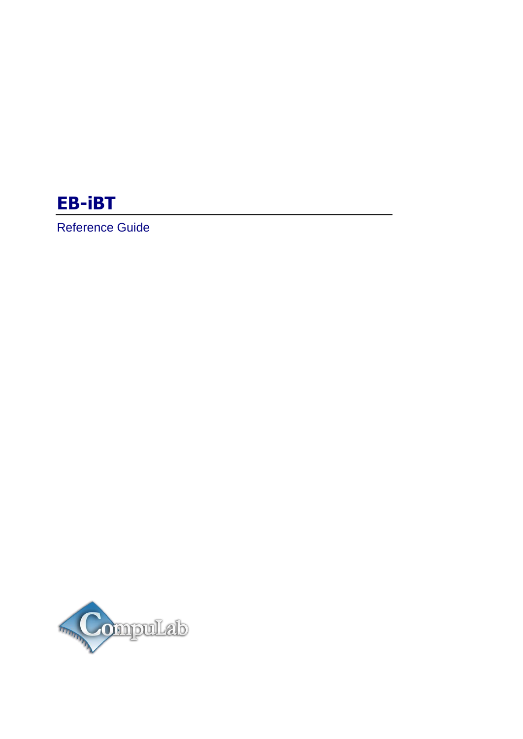# EB-iBT

Reference Guide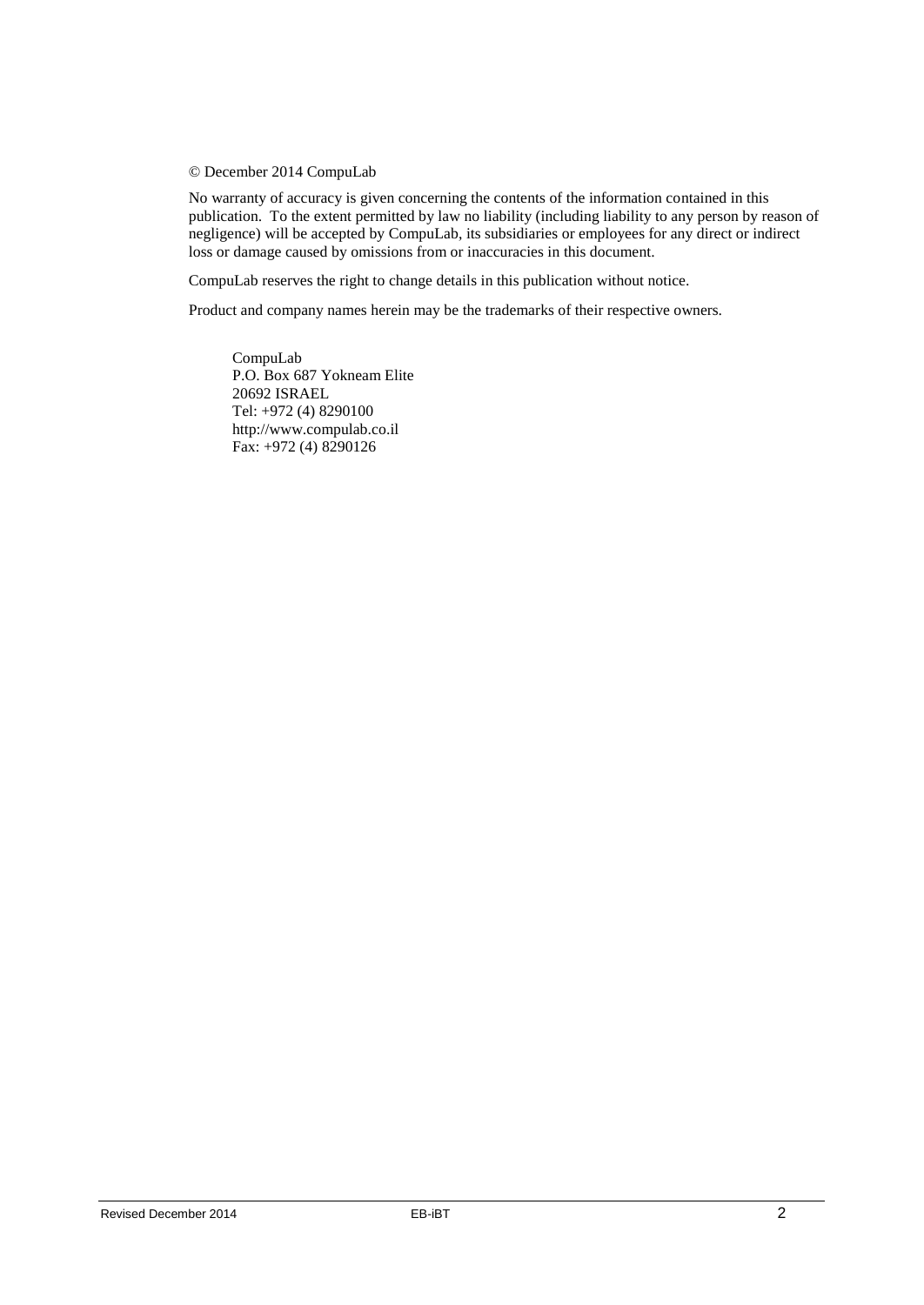© December 2014 CompuLab

No warranty of accuracy is given concerning the contents of the information contained in this publication. To the extent permitted by law no liability (including liability to any person by reason of negligence) will be accepted by CompuLab, its subsidiaries or employees for any direct or indirect loss or damage caused by omissions from or inaccuracies in this document.

CompuLab reserves the right to change details in this publication without notice.

Product and company names herein may be the trademarks of their respective owners.

CompuLab  
P.O. Box 687 Yokneam Elite  
20692 ISRAEL  
Tel: +972 (4) 8290100  
http://www.compulab.co.il  
Fax: +972 (4) 8290126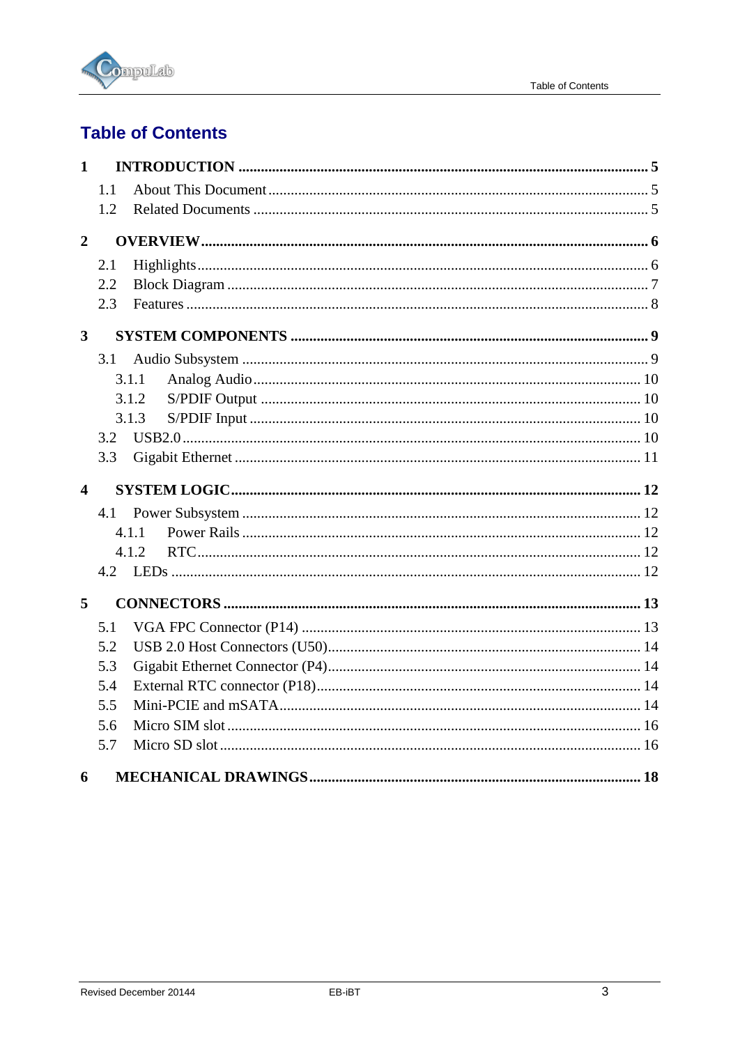# Table of Contents

**1 INTRODUCTION ........ 5**

- 1.1 About This Document ........ 5
- 1.2 Related Documents ........ 5

**2 OVERVIEW ........ 6**

- 2.1 Highlights ........ 6
- 2.2 Block Diagram ........ 7
- 2.3 Features ........ 8

**3 SYSTEM COMPONENTS ........ 9**

- 3.1 Audio Subsystem ........ 9
  - 3.1.1 Analog Audio ........ 10
  - 3.1.2 S/PDIF Output ........ 10
  - 3.1.3 S/PDIF Input ........ 10
- 3.2 USB2.0 ........ 10
- 3.3 Gigabit Ethernet ........ 11

**4 SYSTEM LOGIC ........ 12**

- 4.1 Power Subsystem ........ 12
  - 4.1.1 Power Rails ........ 12
  - 4.1.2 RTC ........ 12
- 4.2 LEDs ........ 12

**5 CONNECTORS ........ 13**

- 5.1 VGA FPC Connector (P14) ........ 13
- 5.2 USB 2.0 Host Connectors (U50) ........ 14
- 5.3 Gigabit Ethernet Connector (P4) ........ 14
- 5.4 External RTC connector (P18) ........ 14
- 5.5 Mini-PCIE and mSATA ........ 14
- 5.6 Micro SIM slot ........ 16
- 5.7 Micro SD slot ........ 16

**6 MECHANICAL DRAWINGS ........ 18**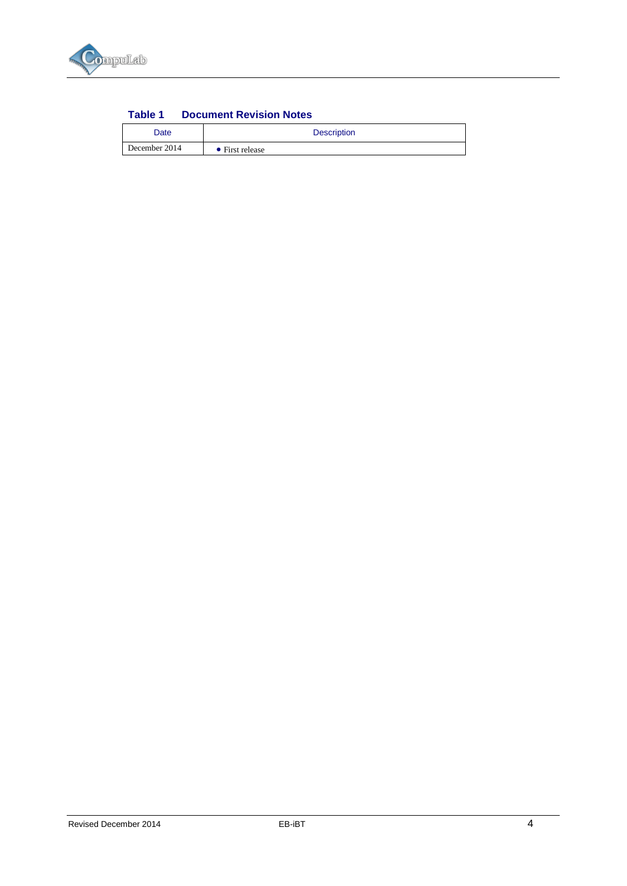**Table 1 Document Revision Notes**

| Date | Description |
| --- | --- |
| December 2014 | • First release |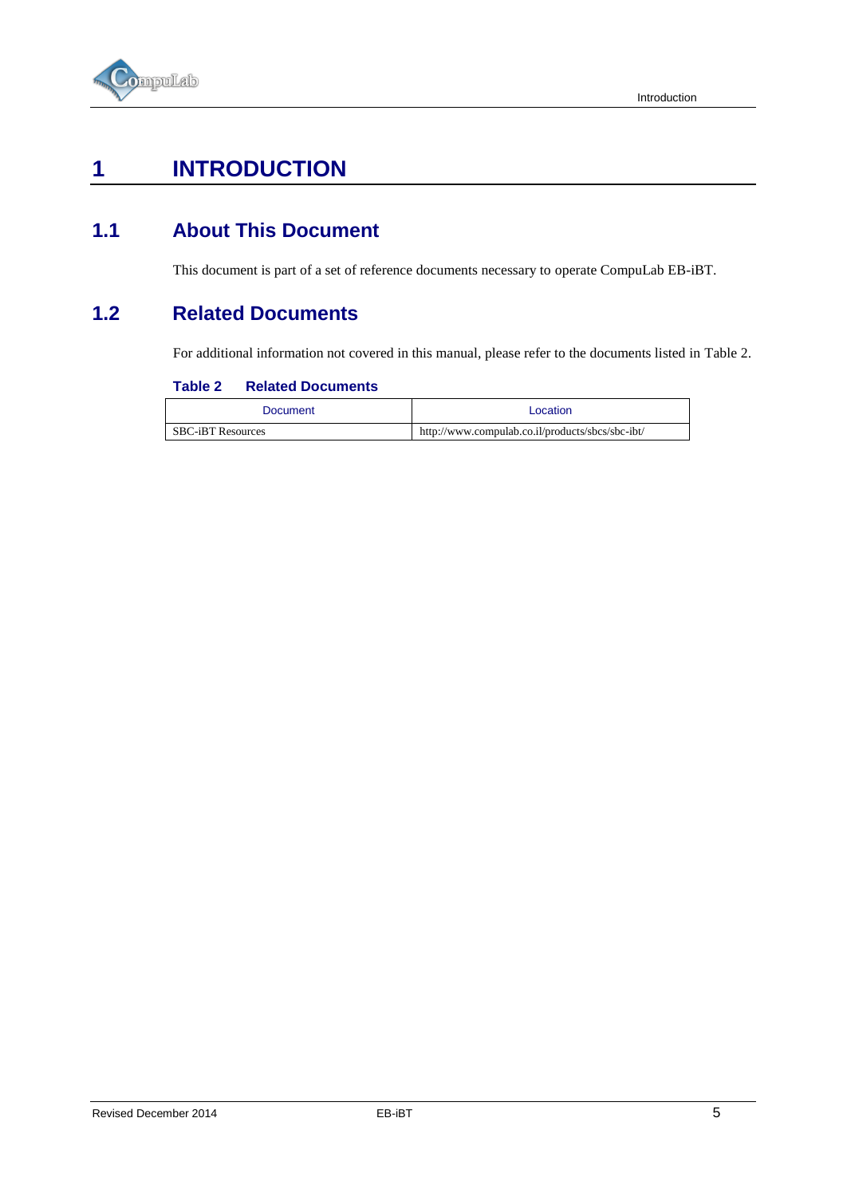# 1 INTRODUCTION

## 1.1 About This Document

This document is part of a set of reference documents necessary to operate CompuLab EB-iBT.

## 1.2 Related Documents

For additional information not covered in this manual, please refer to the documents listed in Table 2.

**Table 2 Related Documents**

| Document | Location |
|---|---|
| SBC-iBT Resources | http://www.compulab.co.il/products/sbcs/sbc-ibt/ |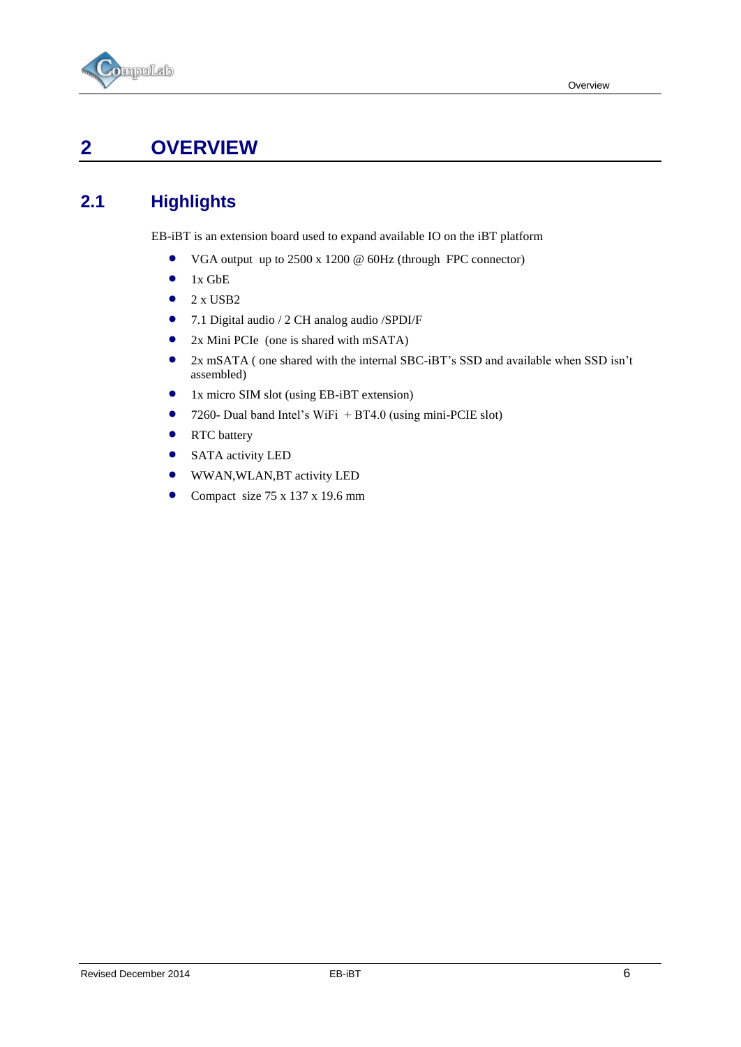# 2 OVERVIEW

## 2.1 Highlights

EB-iBT is an extension board used to expand available IO on the iBT platform

- VGA output up to 2500 x 1200 @ 60Hz (through FPC connector)
- 1x GbE
- 2 x USB2
- 7.1 Digital audio / 2 CH analog audio /SPDI/F
- 2x Mini PCIe (one is shared with mSATA)
- 2x mSATA ( one shared with the internal SBC-iBT's SSD and available when SSD isn't assembled)
- 1x micro SIM slot (using EB-iBT extension)
- 7260- Dual band Intel's WiFi + BT4.0 (using mini-PCIE slot)
- RTC battery
- SATA activity LED
- WWAN,WLAN,BT activity LED
- Compact size 75 x 137 x 19.6 mm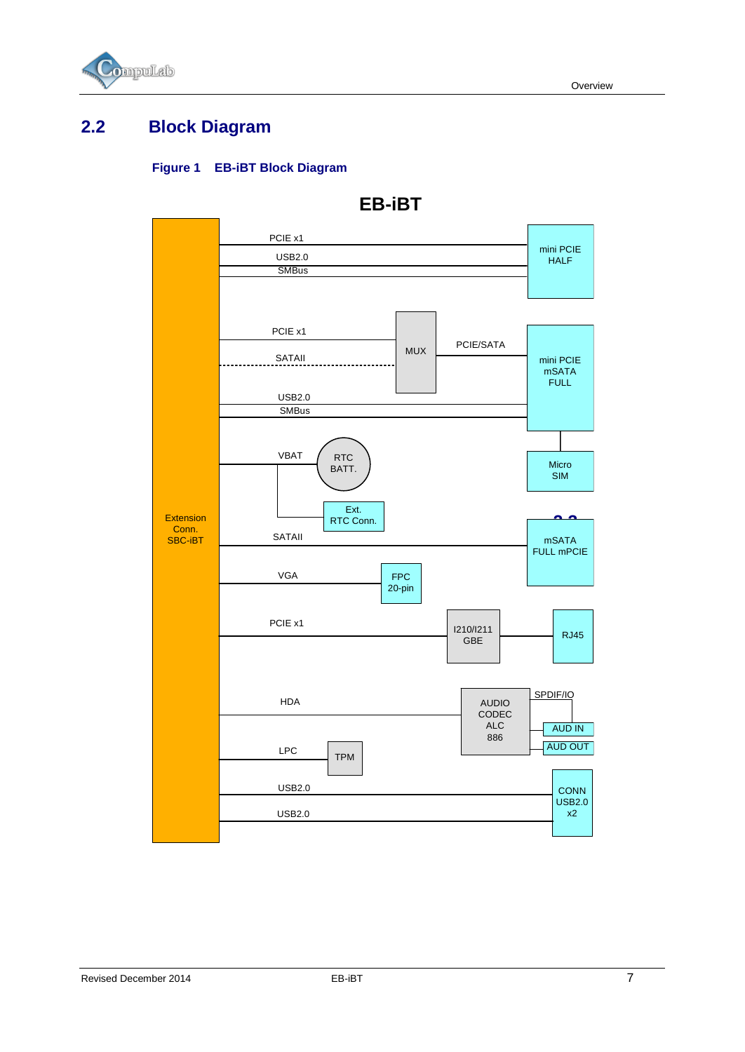## 2.2 Block Diagram

**Figure 1 EB-iBT Block Diagram**

**EB-iBT**

Extension Conn. SBC-iBT

PCIE x1

USB2.0

SMBus

mini PCIE HALF

PCIE x1

SATAII

MUX

PCIE/SATA

mini PCIE mSATA FULL

USB2.0

SMBus

VBAT

RTC BATT.

Micro SIM

Ext. RTC Conn.

SATAII

mSATA FULL mPCIE

VGA

FPC 20-pin

PCIE x1

I210/I211 GBE

RJ45

HDA

AUDIO CODEC ALC 886

SPDIF/IO

AUD IN

AUD OUT

LPC

TPM

USB2.0

USB2.0

CONN USB2.0 x2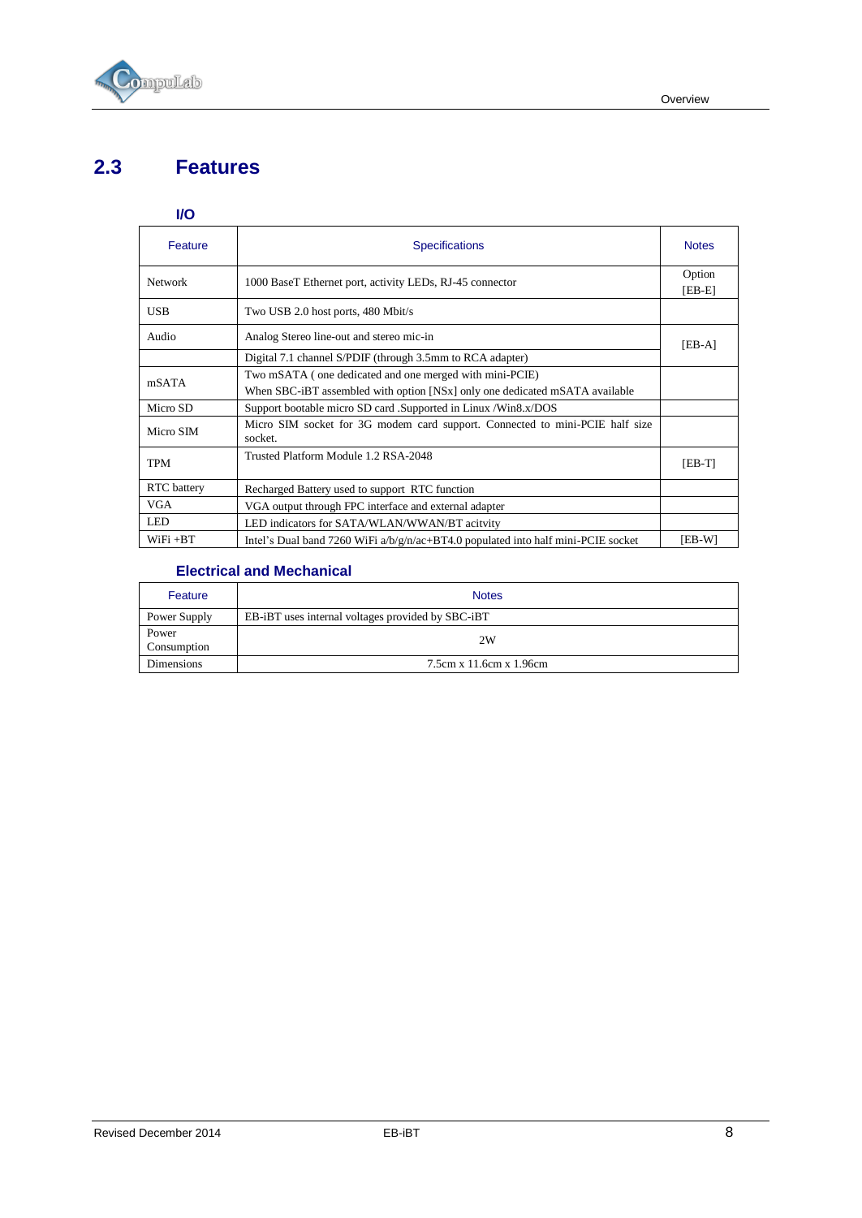## 2.3 Features

### I/O

| Feature | Specifications | Notes |
|---|---|---|
| Network | 1000 BaseT Ethernet port, activity LEDs, RJ-45 connector | Option [EB-E] |
| USB | Two USB 2.0 host ports, 480 Mbit/s | |
| Audio | Analog Stereo line-out and stereo mic-in | [EB-A] |
| | Digital 7.1 channel S/PDIF (through 3.5mm to RCA adapter) | |
| mSATA | Two mSATA ( one dedicated and one merged with mini-PCIE)<br>When SBC-iBT assembled with option [NSx] only one dedicated mSATA available | |
| Micro SD | Support bootable micro SD card .Supported in Linux /Win8.x/DOS | |
| Micro SIM | Micro SIM socket for 3G modem card support. Connected to mini-PCIE half size socket. | |
| TPM | Trusted Platform Module 1.2 RSA-2048 | [EB-T] |
| RTC battery | Recharged Battery used to support RTC function | |
| VGA | VGA output through FPC interface and external adapter | |
| LED | LED indicators for SATA/WLAN/WWAN/BT acitvity | |
| WiFi +BT | Intel's Dual band 7260 WiFi a/b/g/n/ac+BT4.0 populated into half mini-PCIE socket | [EB-W] |

### Electrical and Mechanical

| Feature | Notes |
|---|---|
| Power Supply | EB-iBT uses internal voltages provided by SBC-iBT |
| Power Consumption | 2W |
| Dimensions | 7.5cm x 11.6cm x 1.96cm |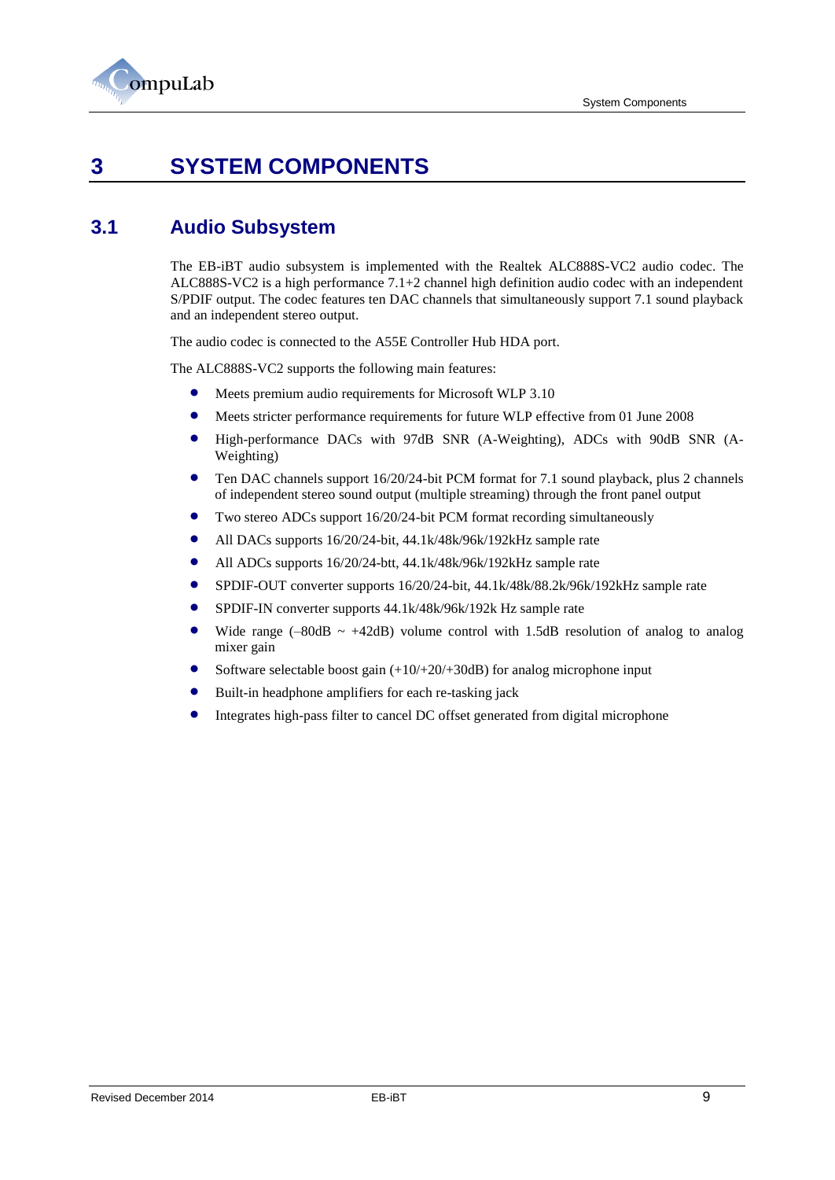# 3 SYSTEM COMPONENTS

## 3.1 Audio Subsystem

The EB-iBT audio subsystem is implemented with the Realtek ALC888S-VC2 audio codec. The ALC888S-VC2 is a high performance 7.1+2 channel high definition audio codec with an independent S/PDIF output. The codec features ten DAC channels that simultaneously support 7.1 sound playback and an independent stereo output.

The audio codec is connected to the A55E Controller Hub HDA port.

The ALC888S-VC2 supports the following main features:

- Meets premium audio requirements for Microsoft WLP 3.10
- Meets stricter performance requirements for future WLP effective from 01 June 2008
- High-performance DACs with 97dB SNR (A-Weighting), ADCs with 90dB SNR (A-Weighting)
- Ten DAC channels support 16/20/24-bit PCM format for 7.1 sound playback, plus 2 channels of independent stereo sound output (multiple streaming) through the front panel output
- Two stereo ADCs support 16/20/24-bit PCM format recording simultaneously
- All DACs supports 16/20/24-bit, 44.1k/48k/96k/192kHz sample rate
- All ADCs supports 16/20/24-btt, 44.1k/48k/96k/192kHz sample rate
- SPDIF-OUT converter supports 16/20/24-bit, 44.1k/48k/88.2k/96k/192kHz sample rate
- SPDIF-IN converter supports 44.1k/48k/96k/192k Hz sample rate
- Wide range (–80dB ~ +42dB) volume control with 1.5dB resolution of analog to analog mixer gain
- Software selectable boost gain (+10/+20/+30dB) for analog microphone input
- Built-in headphone amplifiers for each re-tasking jack
- Integrates high-pass filter to cancel DC offset generated from digital microphone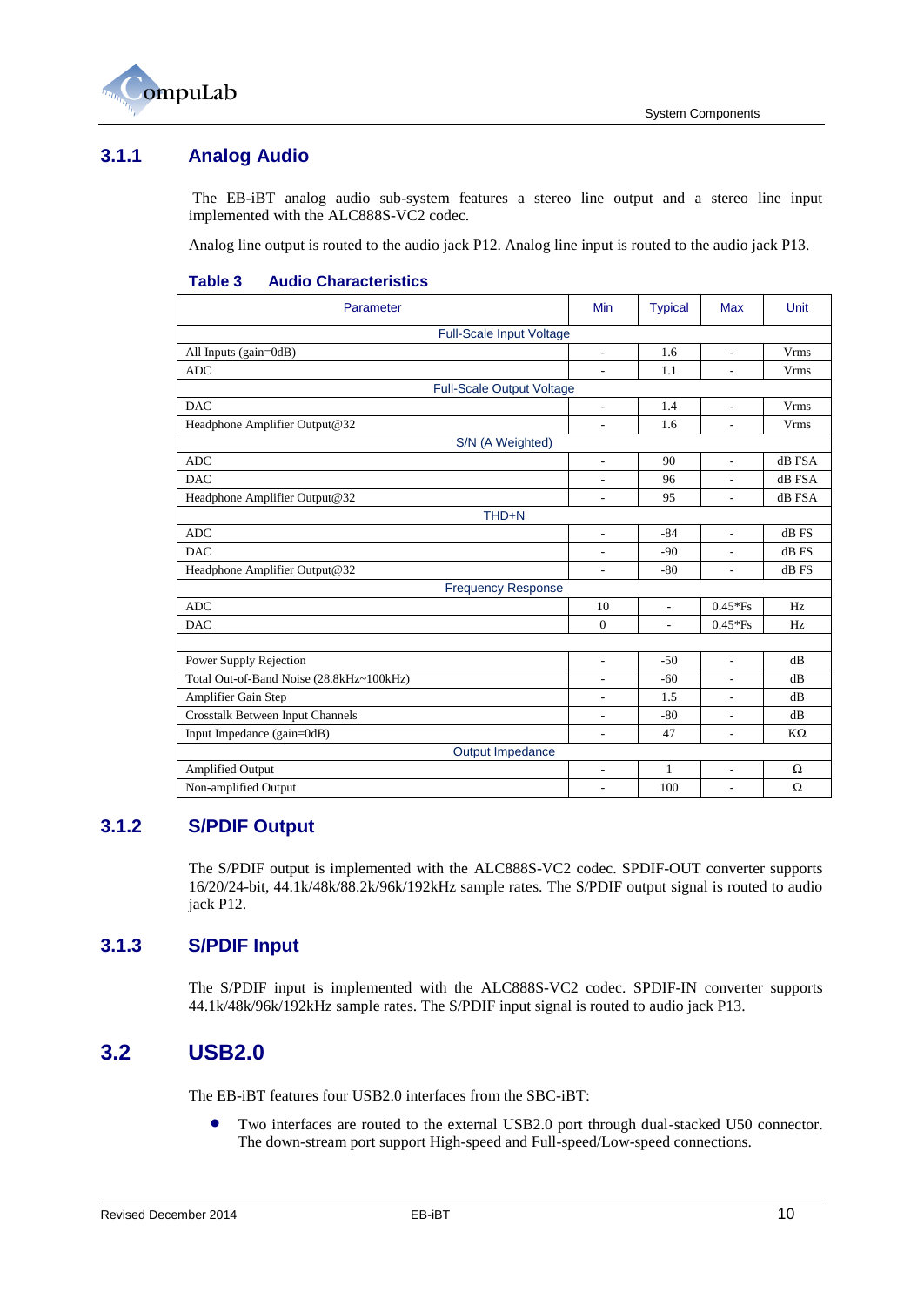### 3.1.1 Analog Audio

The EB-iBT analog audio sub-system features a stereo line output and a stereo line input implemented with the ALC888S-VC2 codec.

Analog line output is routed to the audio jack P12. Analog line input is routed to the audio jack P13.

**Table 3 Audio Characteristics**

| Parameter | Min | Typical | Max | Unit |
|---|---|---|---|---|
| Full-Scale Input Voltage | | | | |
| All Inputs (gain=0dB) | - | 1.6 | - | Vrms |
| ADC | - | 1.1 | - | Vrms |
| Full-Scale Output Voltage | | | | |
| DAC | - | 1.4 | - | Vrms |
| Headphone Amplifier Output@32 | - | 1.6 | - | Vrms |
| S/N (A Weighted) | | | | |
| ADC | - | 90 | - | dB FSA |
| DAC | - | 96 | - | dB FSA |
| Headphone Amplifier Output@32 | - | 95 | - | dB FSA |
| THD+N | | | | |
| ADC | - | -84 | - | dB FS |
| DAC | - | -90 | - | dB FS |
| Headphone Amplifier Output@32 | - | -80 | - | dB FS |
| Frequency Response | | | | |
| ADC | 10 | - | 0.45*Fs | Hz |
| DAC | 0 | - | 0.45*Fs | Hz |
| | | | | |
| Power Supply Rejection | - | -50 | - | dB |
| Total Out-of-Band Noise (28.8kHz~100kHz) | - | -60 | - | dB |
| Amplifier Gain Step | - | 1.5 | - | dB |
| Crosstalk Between Input Channels | - | -80 | - | dB |
| Input Impedance (gain=0dB) | - | 47 | - | KΩ |
| Output Impedance | | | | |
| Amplified Output | - | 1 | - | Ω |
| Non-amplified Output | - | 100 | - | Ω |

### 3.1.2 S/PDIF Output

The S/PDIF output is implemented with the ALC888S-VC2 codec. SPDIF-OUT converter supports 16/20/24-bit, 44.1k/48k/88.2k/96k/192kHz sample rates. The S/PDIF output signal is routed to audio jack P12.

### 3.1.3 S/PDIF Input

The S/PDIF input is implemented with the ALC888S-VC2 codec. SPDIF-IN converter supports 44.1k/48k/96k/192kHz sample rates. The S/PDIF input signal is routed to audio jack P13.

## 3.2 USB2.0

The EB-iBT features four USB2.0 interfaces from the SBC-iBT:

- Two interfaces are routed to the external USB2.0 port through dual-stacked U50 connector. The down-stream port support High-speed and Full-speed/Low-speed connections.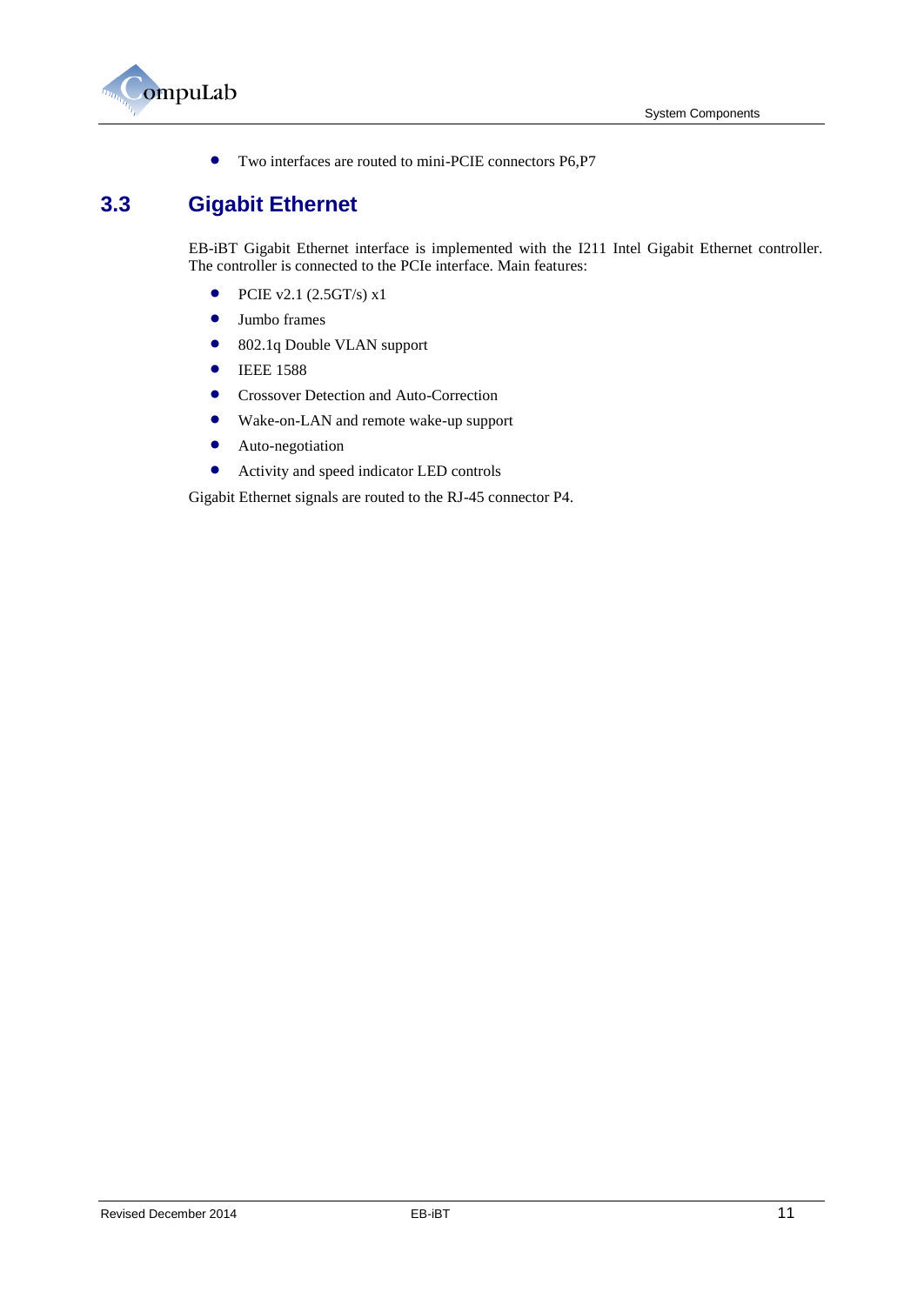- Two interfaces are routed to mini-PCIE connectors P6,P7

## 3.3 Gigabit Ethernet

EB-iBT Gigabit Ethernet interface is implemented with the I211 Intel Gigabit Ethernet controller. The controller is connected to the PCIe interface. Main features:

- PCIE v2.1 (2.5GT/s) x1
- Jumbo frames
- 802.1q Double VLAN support
- IEEE 1588
- Crossover Detection and Auto-Correction
- Wake-on-LAN and remote wake-up support
- Auto-negotiation
- Activity and speed indicator LED controls

Gigabit Ethernet signals are routed to the RJ-45 connector P4.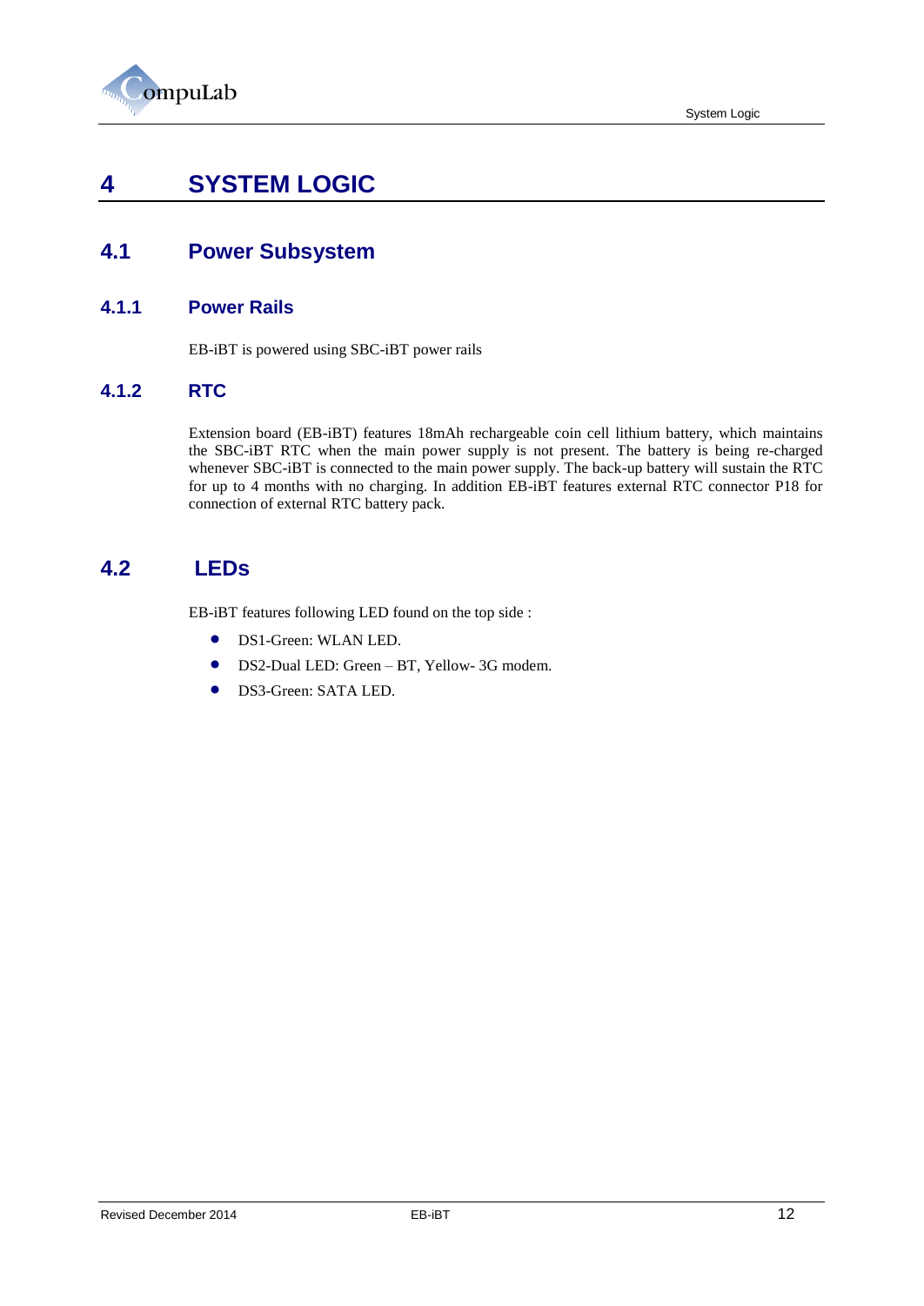# 4 SYSTEM LOGIC

## 4.1 Power Subsystem

### 4.1.1 Power Rails

EB-iBT is powered using SBC-iBT power rails

### 4.1.2 RTC

Extension board (EB-iBT) features 18mAh rechargeable coin cell lithium battery, which maintains the SBC-iBT RTC when the main power supply is not present. The battery is being re-charged whenever SBC-iBT is connected to the main power supply. The back-up battery will sustain the RTC for up to 4 months with no charging. In addition EB-iBT features external RTC connector P18 for connection of external RTC battery pack.

## 4.2 LEDs

EB-iBT features following LED found on the top side :

- DS1-Green: WLAN LED.
- DS2-Dual LED: Green – BT, Yellow- 3G modem.
- DS3-Green: SATA LED.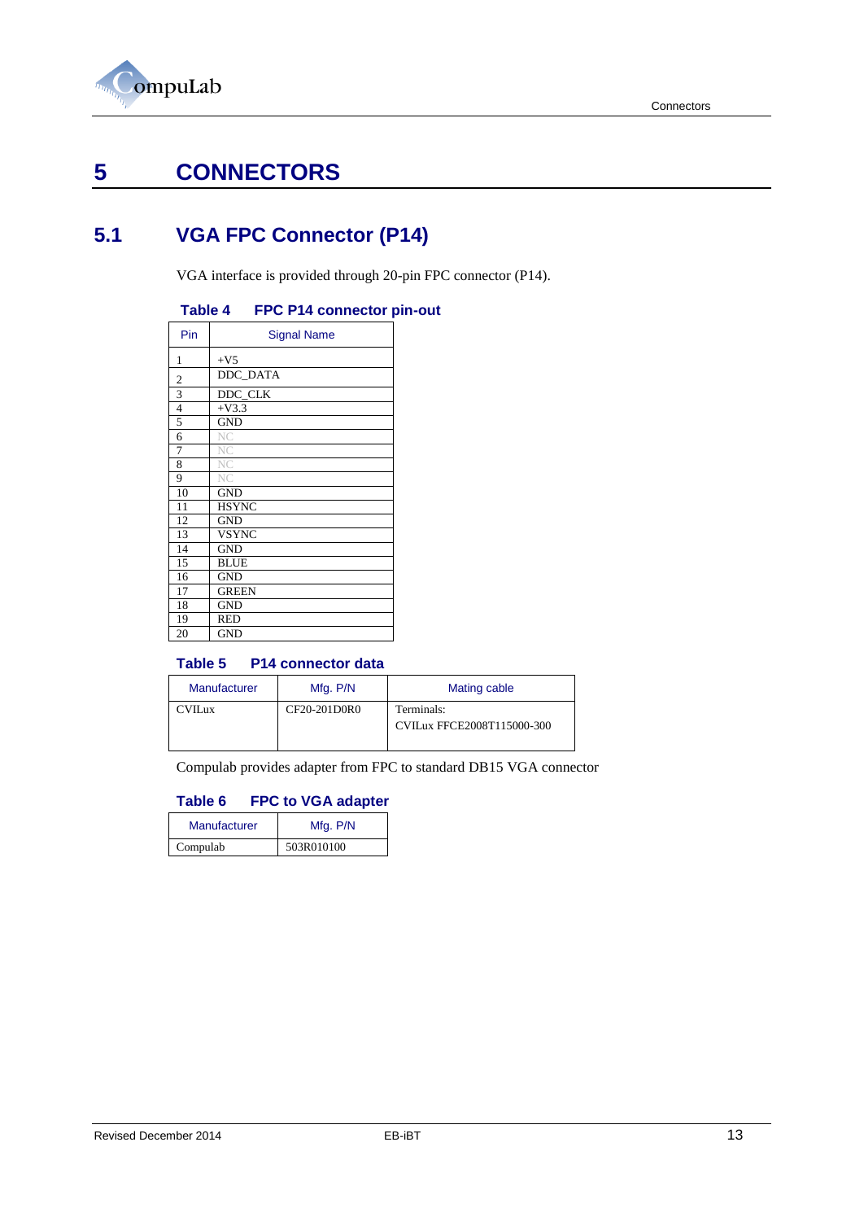# 5 CONNECTORS

## 5.1 VGA FPC Connector (P14)

VGA interface is provided through 20-pin FPC connector (P14).

**Table 4 FPC P14 connector pin-out**

| Pin | Signal Name |
|---|---|
| 1 | +V5 |
| 2 | DDC_DATA |
| 3 | DDC_CLK |
| 4 | +V3.3 |
| 5 | GND |
| 6 | NC |
| 7 | NC |
| 8 | NC |
| 9 | NC |
| 10 | GND |
| 11 | HSYNC |
| 12 | GND |
| 13 | VSYNC |
| 14 | GND |
| 15 | BLUE |
| 16 | GND |
| 17 | GREEN |
| 18 | GND |
| 19 | RED |
| 20 | GND |

**Table 5 P14 connector data**

| Manufacturer | Mfg. P/N | Mating cable |
|---|---|---|
| CVILux | CF20-201D0R0 | Terminals:<br>CVILux FFCE2008T115000-300 |

Compulab provides adapter from FPC to standard DB15 VGA connector

**Table 6 FPC to VGA adapter**

| Manufacturer | Mfg. P/N |
|---|---|
| Compulab | 503R010100 |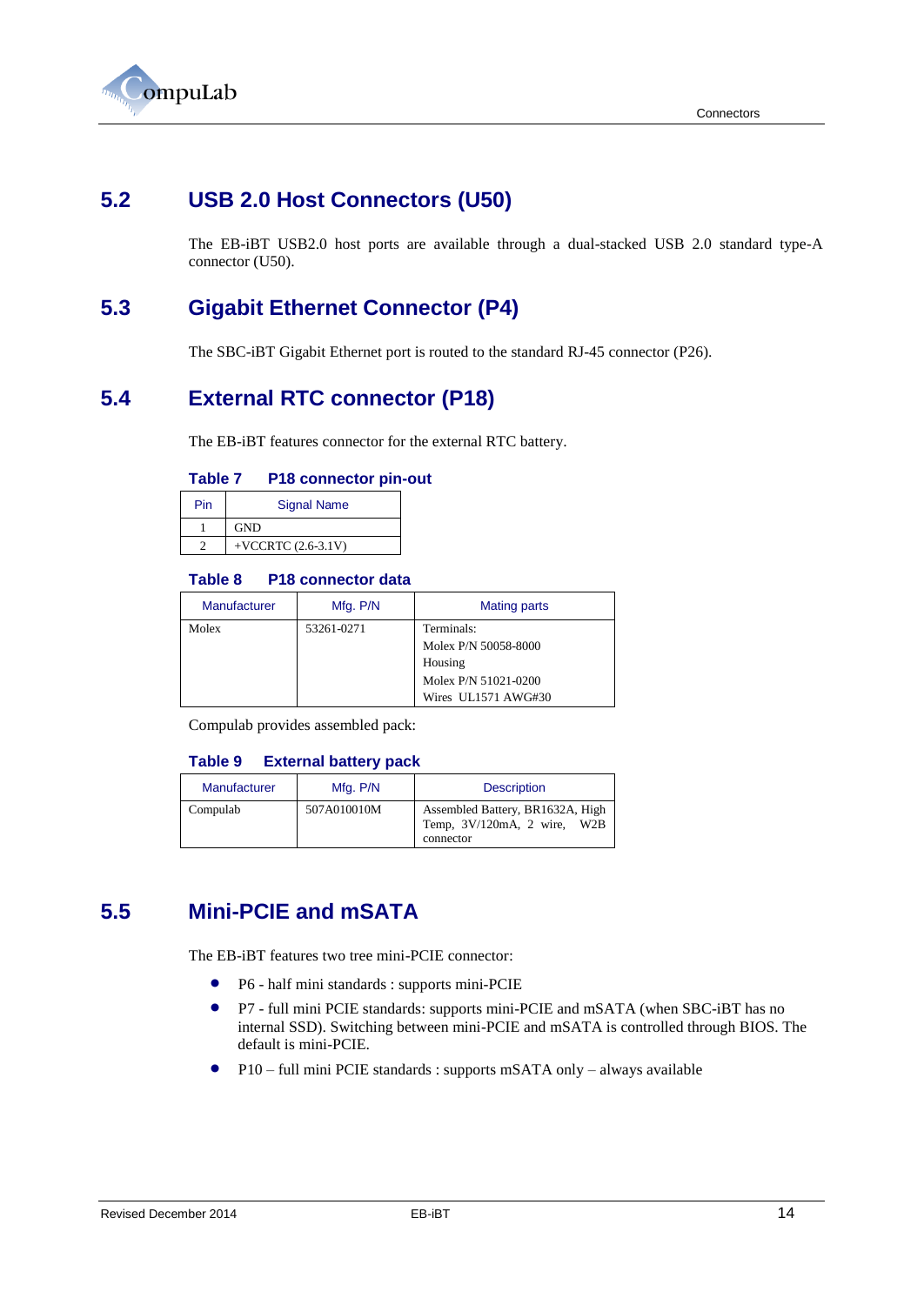## 5.2 USB 2.0 Host Connectors (U50)

The EB-iBT USB2.0 host ports are available through a dual-stacked USB 2.0 standard type-A connector (U50).

## 5.3 Gigabit Ethernet Connector (P4)

The SBC-iBT Gigabit Ethernet port is routed to the standard RJ-45 connector (P26).

## 5.4 External RTC connector (P18)

The EB-iBT features connector for the external RTC battery.

**Table 7 P18 connector pin-out**

| Pin | Signal Name |
|---|---|
| 1 | GND |
| 2 | +VCCRTC (2.6-3.1V) |

**Table 8 P18 connector data**

| Manufacturer | Mfg. P/N | Mating parts |
|---|---|---|
| Molex | 53261-0271 | Terminals:<br>Molex P/N 50058-8000<br>Housing<br>Molex P/N 51021-0200<br>Wires UL1571 AWG#30 |

Compulab provides assembled pack:

**Table 9 External battery pack**

| Manufacturer | Mfg. P/N | Description |
|---|---|---|
| Compulab | 507A010010M | Assembled Battery, BR1632A, High Temp, 3V/120mA, 2 wire, W2B connector |

## 5.5 Mini-PCIE and mSATA

The EB-iBT features two tree mini-PCIE connector:

- P6 - half mini standards : supports mini-PCIE
- P7 - full mini PCIE standards: supports mini-PCIE and mSATA (when SBC-iBT has no internal SSD). Switching between mini-PCIE and mSATA is controlled through BIOS. The default is mini-PCIE.
- P10 – full mini PCIE standards : supports mSATA only – always available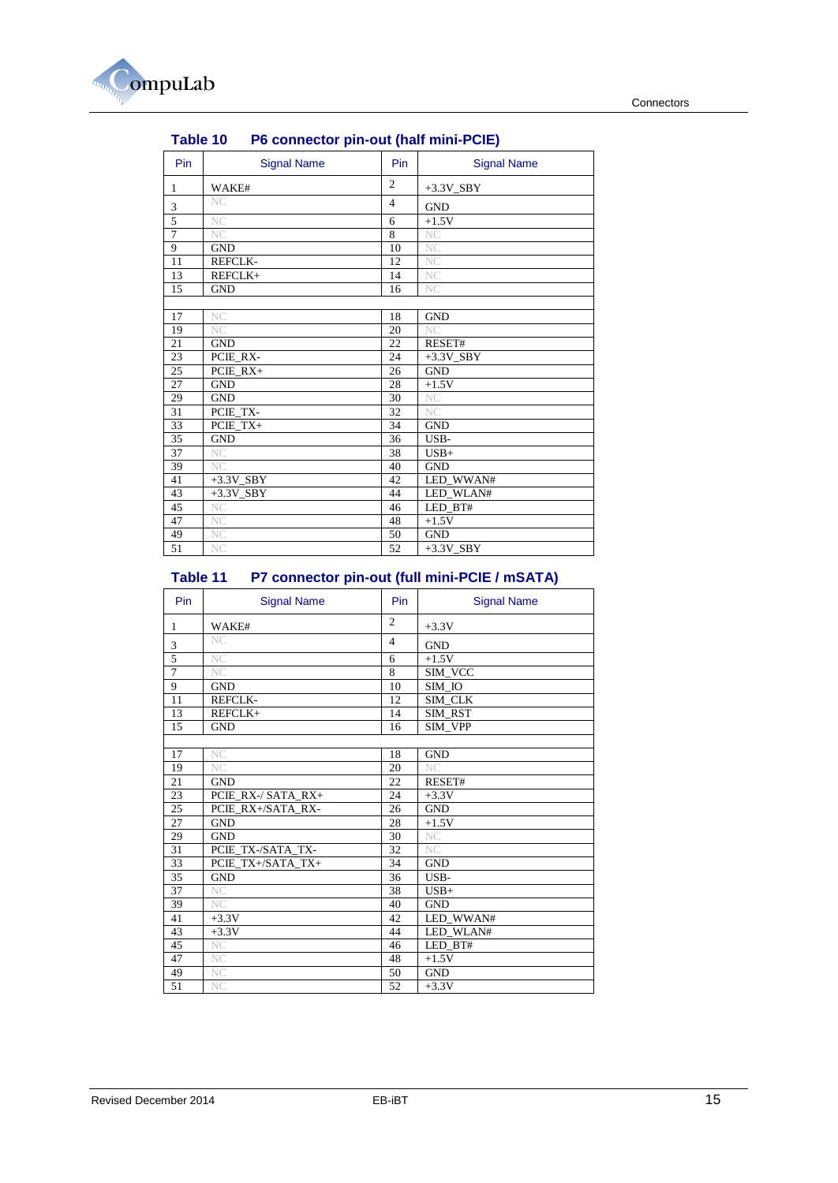### Table 10 P6 connector pin-out (half mini-PCIE)

| Pin | Signal Name | Pin | Signal Name |
|---|---|---|---|
| 1 | WAKE# | 2 | +3.3V_SBY |
| 3 | NC | 4 | GND |
| 5 | NC | 6 | +1.5V |
| 7 | NC | 8 | NC |
| 9 | GND | 10 | NC |
| 11 | REFCLK- | 12 | NC |
| 13 | REFCLK+ | 14 | NC |
| 15 | GND | 16 | NC |
| | | | |
| 17 | NC | 18 | GND |
| 19 | NC | 20 | NC |
| 21 | GND | 22 | RESET# |
| 23 | PCIE_RX- | 24 | +3.3V_SBY |
| 25 | PCIE_RX+ | 26 | GND |
| 27 | GND | 28 | +1.5V |
| 29 | GND | 30 | NC |
| 31 | PCIE_TX- | 32 | NC |
| 33 | PCIE_TX+ | 34 | GND |
| 35 | GND | 36 | USB- |
| 37 | NC | 38 | USB+ |
| 39 | NC | 40 | GND |
| 41 | +3.3V_SBY | 42 | LED_WWAN# |
| 43 | +3.3V_SBY | 44 | LED_WLAN# |
| 45 | NC | 46 | LED_BT# |
| 47 | NC | 48 | +1.5V |
| 49 | NC | 50 | GND |
| 51 | NC | 52 | +3.3V_SBY |

### Table 11 P7 connector pin-out (full mini-PCIE / mSATA)

| Pin | Signal Name | Pin | Signal Name |
|---|---|---|---|
| 1 | WAKE# | 2 | +3.3V |
| 3 | NC | 4 | GND |
| 5 | NC | 6 | +1.5V |
| 7 | NC | 8 | SIM_VCC |
| 9 | GND | 10 | SIM_IO |
| 11 | REFCLK- | 12 | SIM_CLK |
| 13 | REFCLK+ | 14 | SIM_RST |
| 15 | GND | 16 | SIM_VPP |
| | | | |
| 17 | NC | 18 | GND |
| 19 | NC | 20 | NC |
| 21 | GND | 22 | RESET# |
| 23 | PCIE_RX-/ SATA_RX+ | 24 | +3.3V |
| 25 | PCIE_RX+/SATA_RX- | 26 | GND |
| 27 | GND | 28 | +1.5V |
| 29 | GND | 30 | NC |
| 31 | PCIE_TX-/SATA_TX- | 32 | NC |
| 33 | PCIE_TX+/SATA_TX+ | 34 | GND |
| 35 | GND | 36 | USB- |
| 37 | NC | 38 | USB+ |
| 39 | NC | 40 | GND |
| 41 | +3.3V | 42 | LED_WWAN# |
| 43 | +3.3V | 44 | LED_WLAN# |
| 45 | NC | 46 | LED_BT# |
| 47 | NC | 48 | +1.5V |
| 49 | NC | 50 | GND |
| 51 | NC | 52 | +3.3V |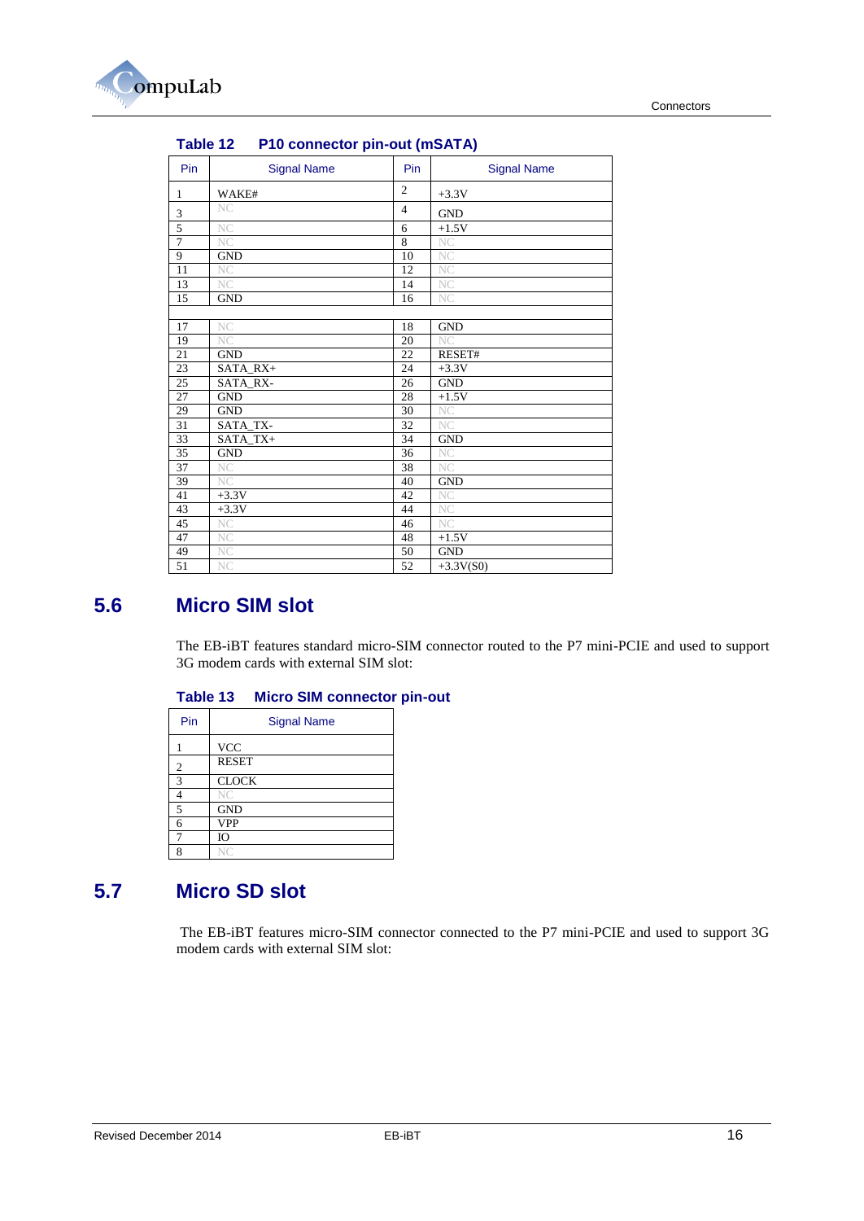**Table 12 P10 connector pin-out (mSATA)**

| Pin | Signal Name | Pin | Signal Name |
|---|---|---|---|
| 1 | WAKE# | 2 | +3.3V |
| 3 | NC | 4 | GND |
| 5 | NC | 6 | +1.5V |
| 7 | NC | 8 | NC |
| 9 | GND | 10 | NC |
| 11 | NC | 12 | NC |
| 13 | NC | 14 | NC |
| 15 | GND | 16 | NC |
| | | | |
| 17 | NC | 18 | GND |
| 19 | NC | 20 | NC |
| 21 | GND | 22 | RESET# |
| 23 | SATA_RX+ | 24 | +3.3V |
| 25 | SATA_RX- | 26 | GND |
| 27 | GND | 28 | +1.5V |
| 29 | GND | 30 | NC |
| 31 | SATA_TX- | 32 | NC |
| 33 | SATA_TX+ | 34 | GND |
| 35 | GND | 36 | NC |
| 37 | NC | 38 | NC |
| 39 | NC | 40 | GND |
| 41 | +3.3V | 42 | NC |
| 43 | +3.3V | 44 | NC |
| 45 | NC | 46 | NC |
| 47 | NC | 48 | +1.5V |
| 49 | NC | 50 | GND |
| 51 | NC | 52 | +3.3V(S0) |

## 5.6 Micro SIM slot

The EB-iBT features standard micro-SIM connector routed to the P7 mini-PCIE and used to support 3G modem cards with external SIM slot:

**Table 13 Micro SIM connector pin-out**

| Pin | Signal Name |
|---|---|
| 1 | VCC |
| 2 | RESET |
| 3 | CLOCK |
| 4 | NC |
| 5 | GND |
| 6 | VPP |
| 7 | IO |
| 8 | NC |

## 5.7 Micro SD slot

The EB-iBT features micro-SIM connector connected to the P7 mini-PCIE and used to support 3G modem cards with external SIM slot: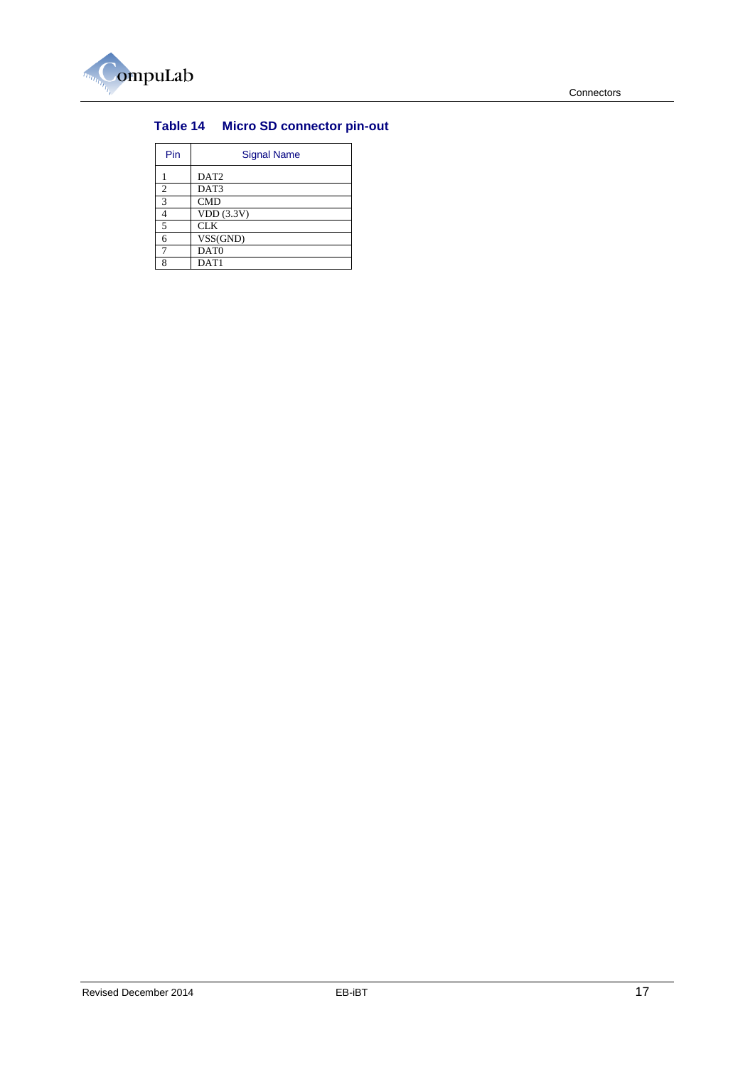**Table 14 Micro SD connector pin-out**

| Pin | Signal Name |
|---|---|
| 1 | DAT2 |
| 2 | DAT3 |
| 3 | CMD |
| 4 | VDD (3.3V) |
| 5 | CLK |
| 6 | VSS(GND) |
| 7 | DAT0 |
| 8 | DAT1 |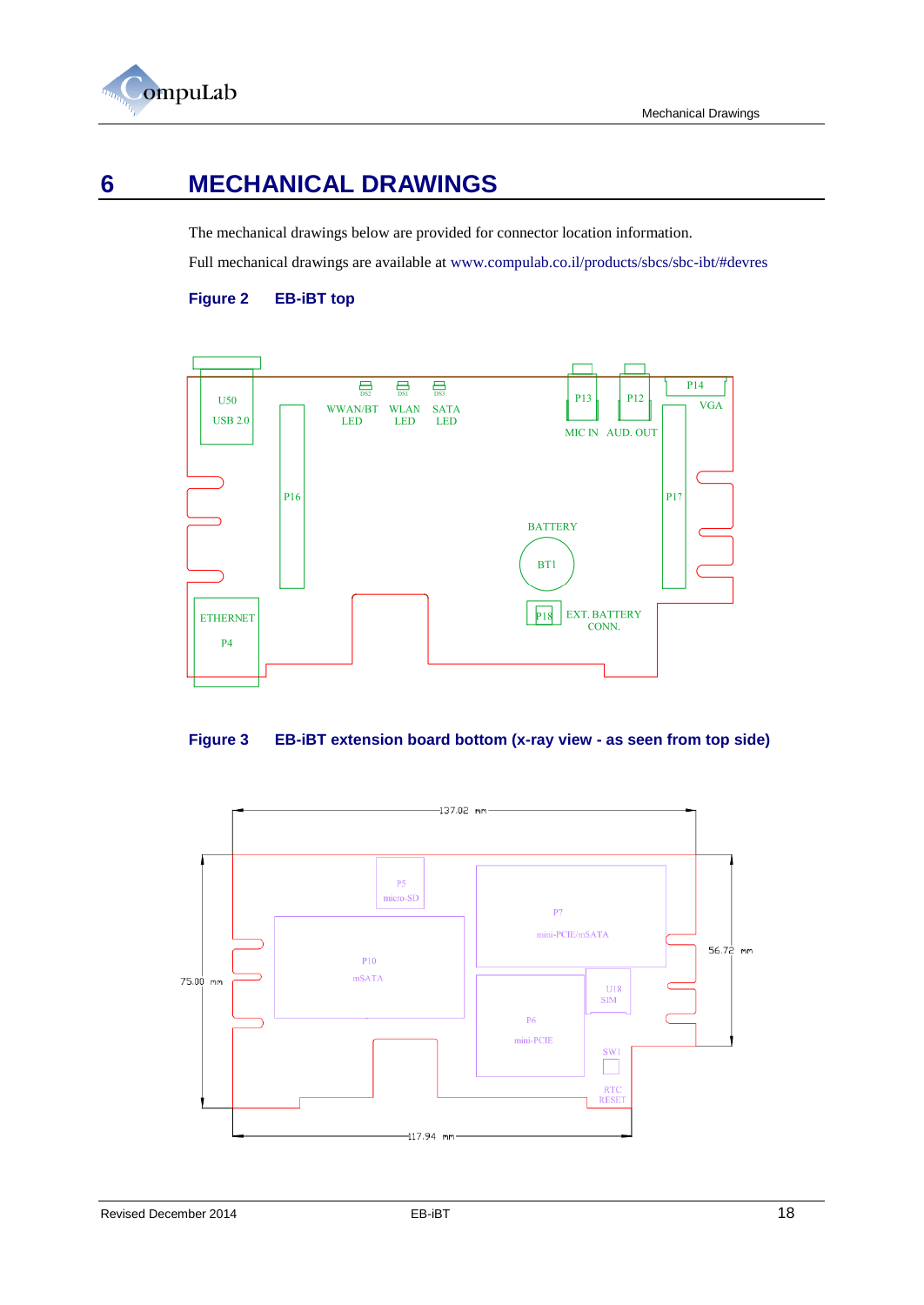# 6 MECHANICAL DRAWINGS

The mechanical drawings below are provided for connector location information.

Full mechanical drawings are available at www.compulab.co.il/products/sbcs/sbc-ibt/#devres

**Figure 2 EB-iBT top**

U50
USB 2.0
DS2
DS1
DS3
WWAN/BT LED
WLAN LED
SATA LED
P13
P12
P14
VGA
MIC IN
AUD. OUT
P16
P17
BATTERY
BT1
ETHERNET
P4
P18
EXT. BATTERY CONN.

**Figure 3 EB-iBT extension board bottom (x-ray view - as seen from top side)**

137.02 mm
P5
micro-SD
P7
mini-PCIE/mSATA
56.72 mm
P10
mSATA
75.00 mm
U18
SIM
P6
mini-PCIE
SW1
RTC
RESET
117.94 mm